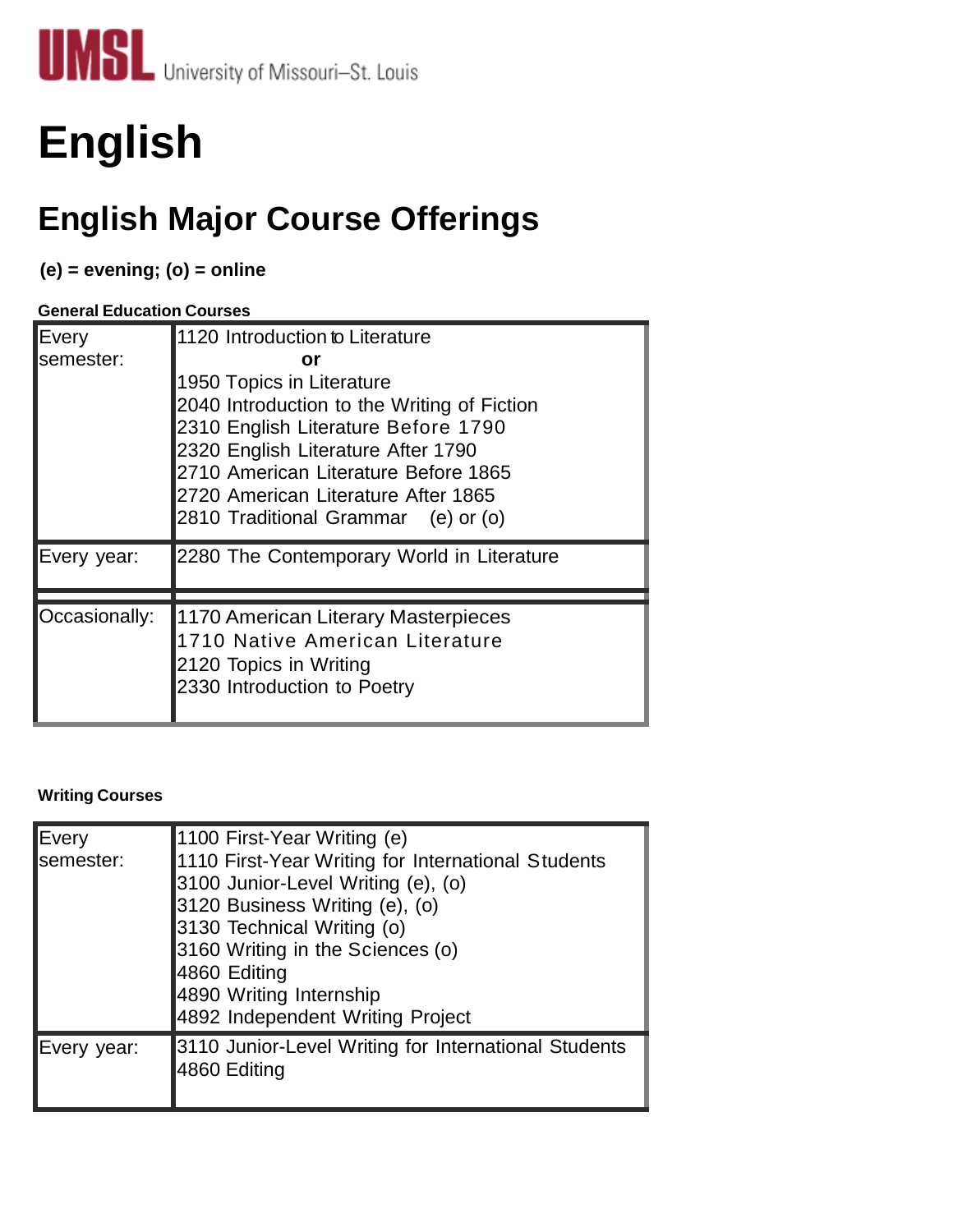UMSL University of Missouri–St. Louis

# English

## English Major Course Offerings

**(e) = evening; (o) = online**

**General Education Courses**

| | |
|---|---|
| Every semester: | 1120 Introduction to Literature<br>**or**<br>1950 Topics in Literature<br>2040 Introduction to the Writing of Fiction<br>2310 English Literature Before 1790<br>2320 English Literature After 1790<br>2710 American Literature Before 1865<br>2720 American Literature After 1865<br>2810 Traditional Grammar (e) or (o) |
| Every year: | 2280 The Contemporary World in Literature |
| Occasionally: | 1170 American Literary Masterpieces<br>1710 Native American Literature<br>2120 Topics in Writing<br>2330 Introduction to Poetry |

**Writing Courses**

| | |
|---|---|
| Every semester: | 1100 First-Year Writing (e)<br>1110 First-Year Writing for International Students<br>3100 Junior-Level Writing (e), (o)<br>3120 Business Writing (e), (o)<br>3130 Technical Writing (o)<br>3160 Writing in the Sciences (o)<br>4860 Editing<br>4890 Writing Internship<br>4892 Independent Writing Project |
| Every year: | 3110 Junior-Level Writing for International Students<br>4860 Editing |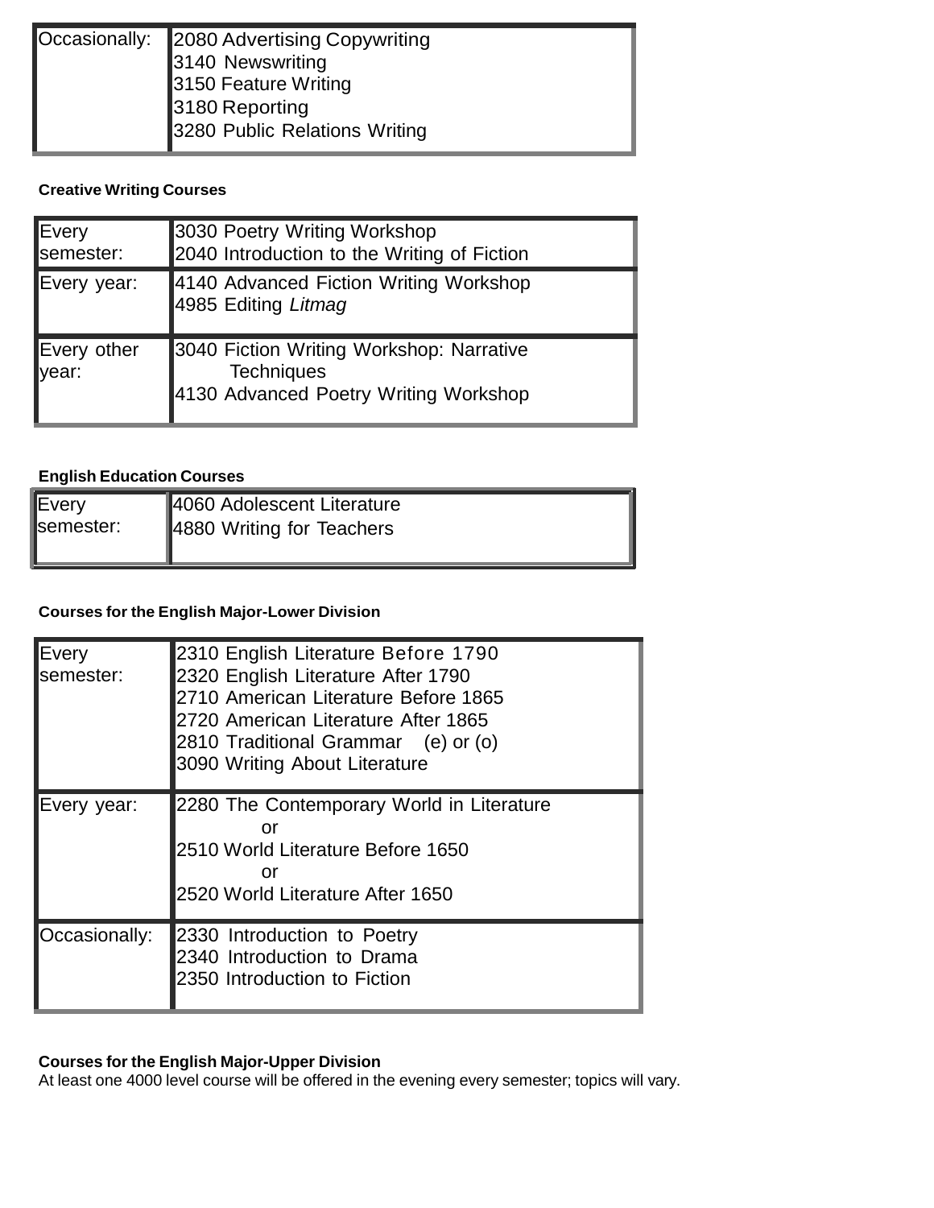| Occasionally: | 2080 Advertising Copywriting<br>3140 Newswriting<br>3150 Feature Writing<br>3180 Reporting<br>3280 Public Relations Writing |
|---|---|

**Creative Writing Courses**

| Every semester: | 3030 Poetry Writing Workshop<br>2040 Introduction to the Writing of Fiction |
|---|---|
| Every year: | 4140 Advanced Fiction Writing Workshop<br>4985 Editing *Litmag* |
| Every other year: | 3040 Fiction Writing Workshop: Narrative Techniques<br>4130 Advanced Poetry Writing Workshop |

**English Education Courses**

| Every semester: | 4060 Adolescent Literature<br>4880 Writing for Teachers |
|---|---|

**Courses for the English Major-Lower Division**

| Every semester: | 2310 English Literature Before 1790<br>2320 English Literature After 1790<br>2710 American Literature Before 1865<br>2720 American Literature After 1865<br>2810 Traditional Grammar (e) or (o)<br>3090 Writing About Literature |
|---|---|
| Every year: | 2280 The Contemporary World in Literature<br>or<br>2510 World Literature Before 1650<br>or<br>2520 World Literature After 1650 |
| Occasionally: | 2330 Introduction to Poetry<br>2340 Introduction to Drama<br>2350 Introduction to Fiction |

**Courses for the English Major-Upper Division**

At least one 4000 level course will be offered in the evening every semester; topics will vary.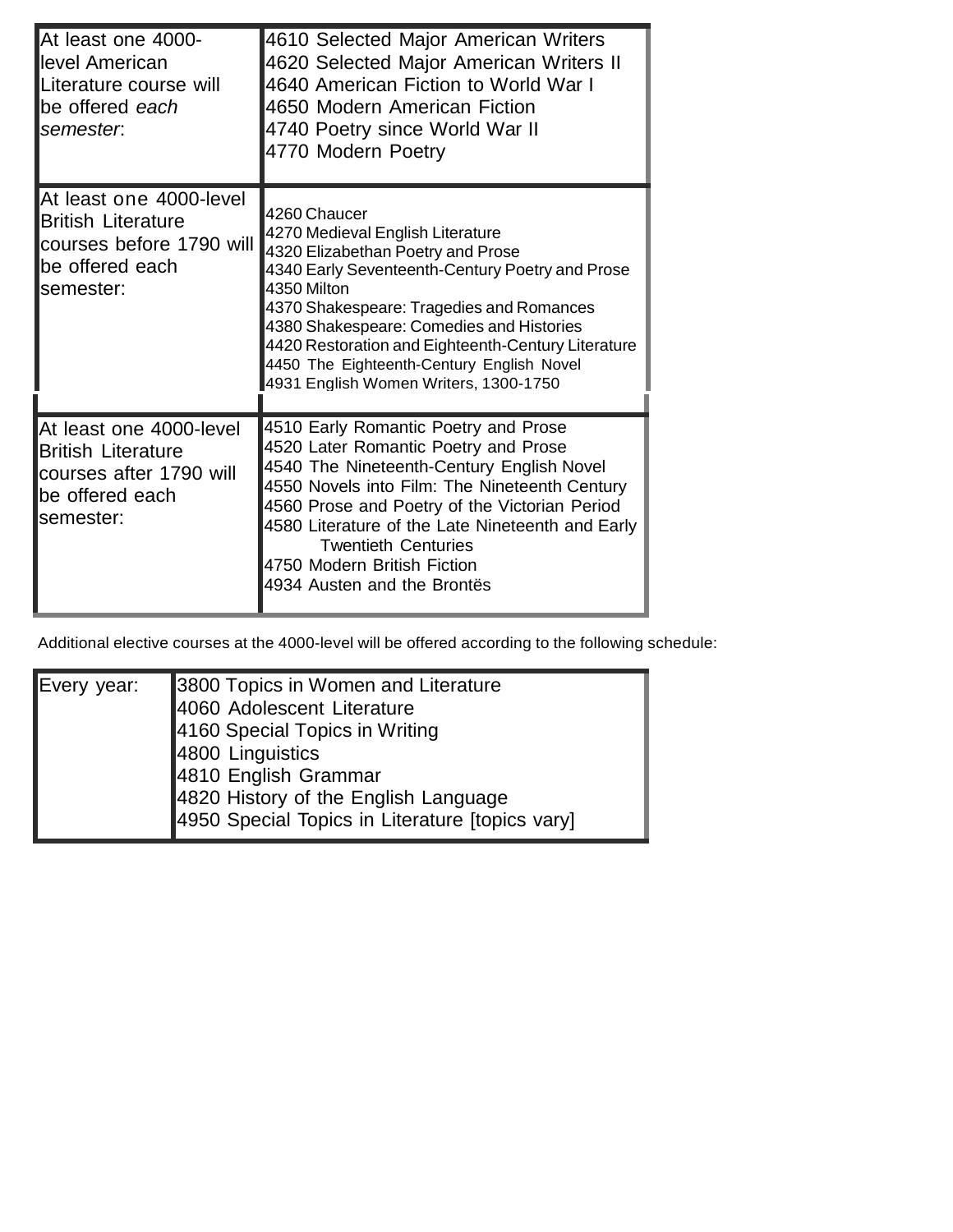| | |
|---|---|
| At least one 4000-level American Literature course will be offered *each semester*: | 4610 Selected Major American Writers<br>4620 Selected Major American Writers II<br>4640 American Fiction to World War I<br>4650 Modern American Fiction<br>4740 Poetry since World War II<br>4770 Modern Poetry |
| At least one 4000-level British Literature courses before 1790 will be offered each semester: | 4260 Chaucer<br>4270 Medieval English Literature<br>4320 Elizabethan Poetry and Prose<br>4340 Early Seventeenth-Century Poetry and Prose<br>4350 Milton<br>4370 Shakespeare: Tragedies and Romances<br>4380 Shakespeare: Comedies and Histories<br>4420 Restoration and Eighteenth-Century Literature<br>4450 The Eighteenth-Century English Novel<br>4931 English Women Writers, 1300-1750 |
| At least one 4000-level British Literature courses after 1790 will be offered each semester: | 4510 Early Romantic Poetry and Prose<br>4520 Later Romantic Poetry and Prose<br>4540 The Nineteenth-Century English Novel<br>4550 Novels into Film: The Nineteenth Century<br>4560 Prose and Poetry of the Victorian Period<br>4580 Literature of the Late Nineteenth and Early Twentieth Centuries<br>4750 Modern British Fiction<br>4934 Austen and the Brontës |

Additional elective courses at the 4000-level will be offered according to the following schedule:

| | |
|---|---|
| Every year: | 3800 Topics in Women and Literature<br>4060 Adolescent Literature<br>4160 Special Topics in Writing<br>4800 Linguistics<br>4810 English Grammar<br>4820 History of the English Language<br>4950 Special Topics in Literature [topics vary] |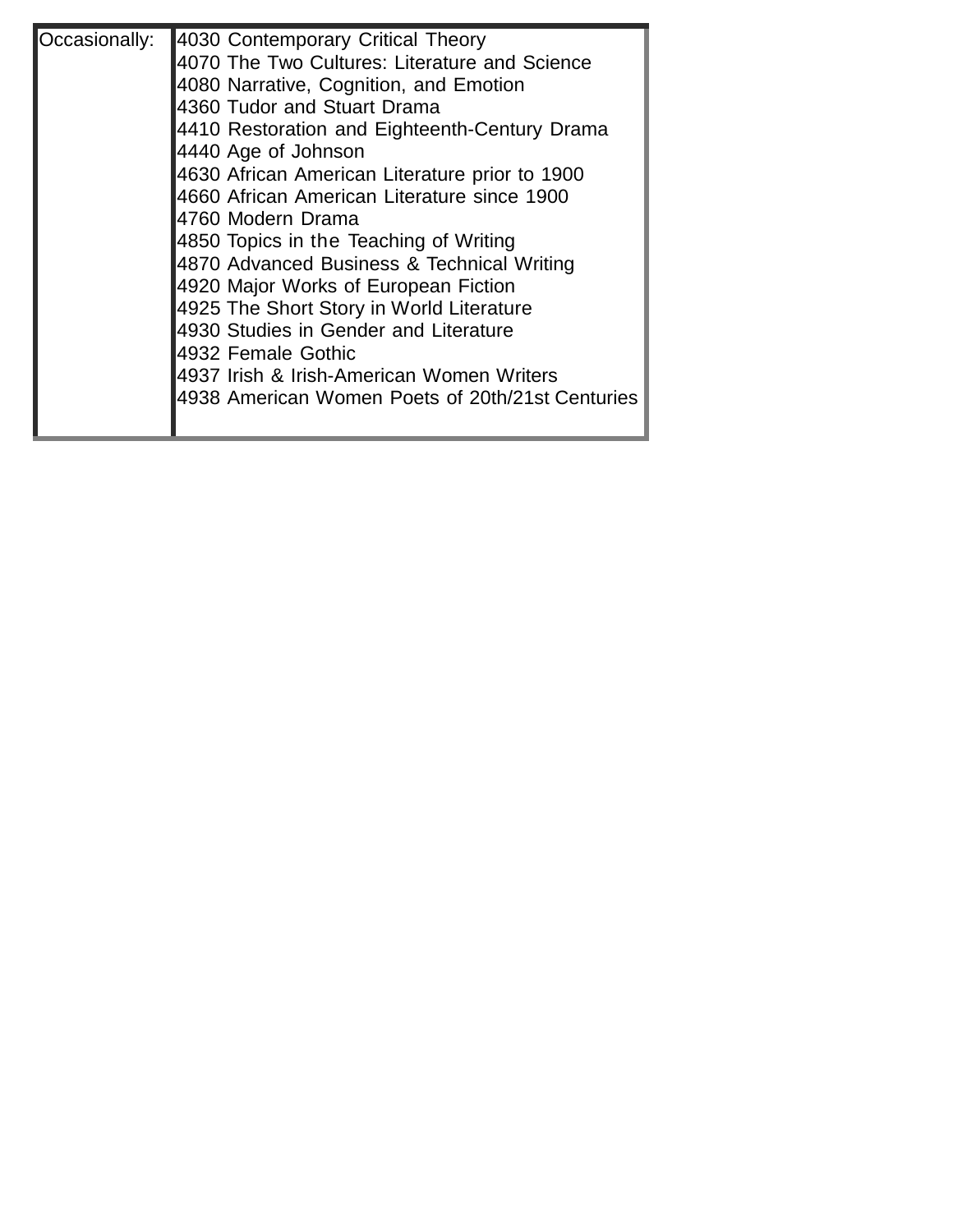| | |
|---|---|
| Occasionally: | 4030 Contemporary Critical Theory<br>4070 The Two Cultures: Literature and Science<br>4080 Narrative, Cognition, and Emotion<br>4360 Tudor and Stuart Drama<br>4410 Restoration and Eighteenth-Century Drama<br>4440 Age of Johnson<br>4630 African American Literature prior to 1900<br>4660 African American Literature since 1900<br>4760 Modern Drama<br>4850 Topics in the Teaching of Writing<br>4870 Advanced Business & Technical Writing<br>4920 Major Works of European Fiction<br>4925 The Short Story in World Literature<br>4930 Studies in Gender and Literature<br>4932 Female Gothic<br>4937 Irish & Irish-American Women Writers<br>4938 American Women Poets of 20th/21st Centuries |